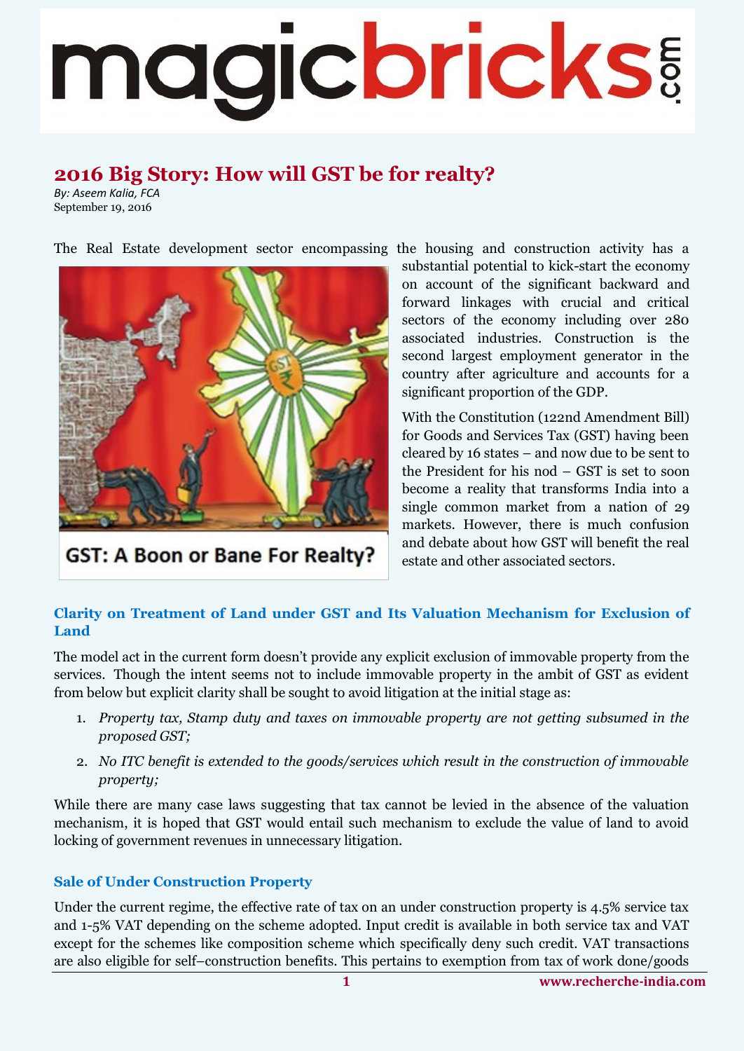magicbricks.com

# 2016 Big Story: How will GST be for realty?

*By: Aseem Kalia, FCA*
September 19, 2016

The Real Estate development sector encompassing the housing and construction activity has a substantial potential to kick-start the economy on account of the significant backward and forward linkages with crucial and critical sectors of the economy including over 280 associated industries. Construction is the second largest employment generator in the country after agriculture and accounts for a significant proportion of the GDP.

GST: A Boon or Bane For Realty?

With the Constitution (122nd Amendment Bill) for Goods and Services Tax (GST) having been cleared by 16 states – and now due to be sent to the President for his nod – GST is set to soon become a reality that transforms India into a single common market from a nation of 29 markets. However, there is much confusion and debate about how GST will benefit the real estate and other associated sectors.

### Clarity on Treatment of Land under GST and Its Valuation Mechanism for Exclusion of Land

The model act in the current form doesn't provide any explicit exclusion of immovable property from the services. Though the intent seems not to include immovable property in the ambit of GST as evident from below but explicit clarity shall be sought to avoid litigation at the initial stage as:

1. *Property tax, Stamp duty and taxes on immovable property are not getting subsumed in the proposed GST;*
2. *No ITC benefit is extended to the goods/services which result in the construction of immovable property;*

While there are many case laws suggesting that tax cannot be levied in the absence of the valuation mechanism, it is hoped that GST would entail such mechanism to exclude the value of land to avoid locking of government revenues in unnecessary litigation.

### Sale of Under Construction Property

Under the current regime, the effective rate of tax on an under construction property is 4.5% service tax and 1-5% VAT depending on the scheme adopted. Input credit is available in both service tax and VAT except for the schemes like composition scheme which specifically deny such credit. VAT transactions are also eligible for self–construction benefits. This pertains to exemption from tax of work done/goods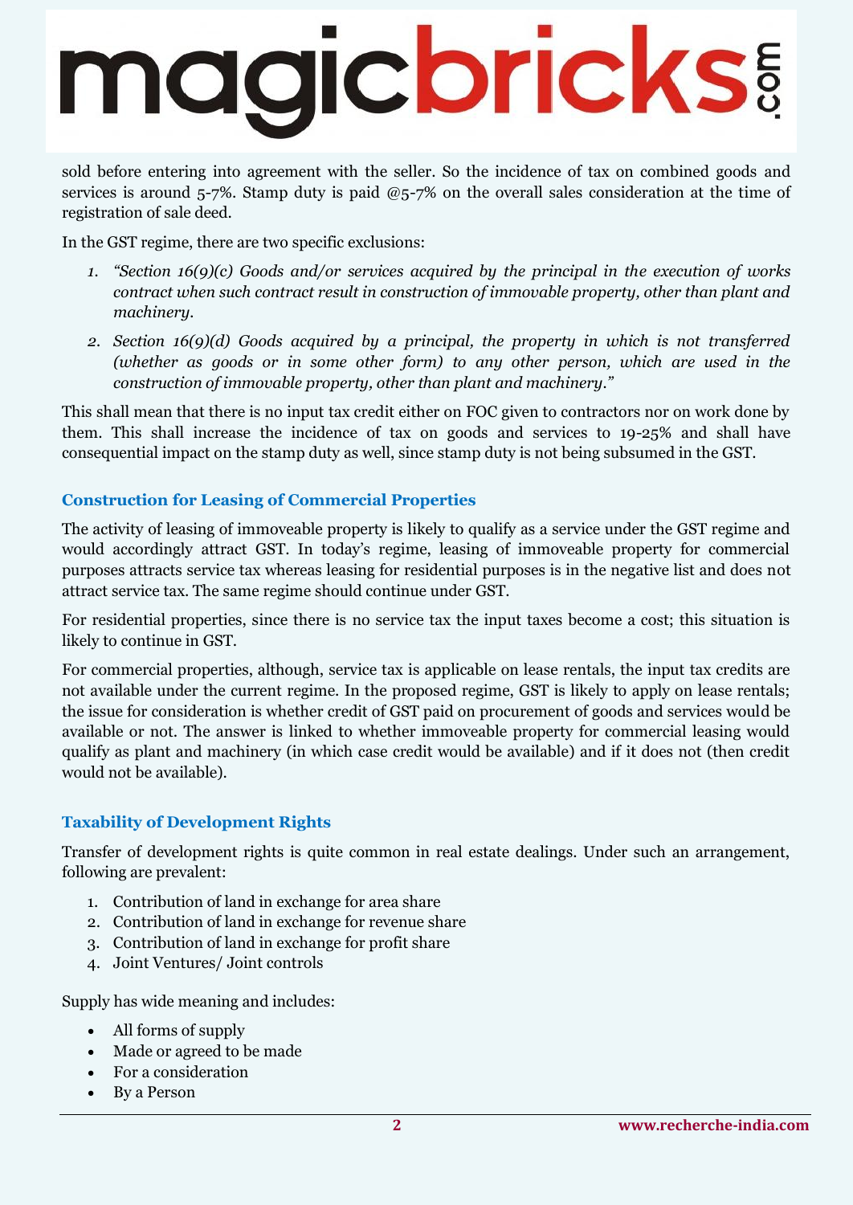sold before entering into agreement with the seller. So the incidence of tax on combined goods and services is around 5-7%. Stamp duty is paid @5-7% on the overall sales consideration at the time of registration of sale deed.

In the GST regime, there are two specific exclusions:

1. *"Section 16(9)(c) Goods and/or services acquired by the principal in the execution of works contract when such contract result in construction of immovable property, other than plant and machinery.*
2. *Section 16(9)(d) Goods acquired by a principal, the property in which is not transferred (whether as goods or in some other form) to any other person, which are used in the construction of immovable property, other than plant and machinery."*

This shall mean that there is no input tax credit either on FOC given to contractors nor on work done by them. This shall increase the incidence of tax on goods and services to 19-25% and shall have consequential impact on the stamp duty as well, since stamp duty is not being subsumed in the GST.

## Construction for Leasing of Commercial Properties

The activity of leasing of immoveable property is likely to qualify as a service under the GST regime and would accordingly attract GST. In today's regime, leasing of immoveable property for commercial purposes attracts service tax whereas leasing for residential purposes is in the negative list and does not attract service tax. The same regime should continue under GST.

For residential properties, since there is no service tax the input taxes become a cost; this situation is likely to continue in GST.

For commercial properties, although, service tax is applicable on lease rentals, the input tax credits are not available under the current regime. In the proposed regime, GST is likely to apply on lease rentals; the issue for consideration is whether credit of GST paid on procurement of goods and services would be available or not. The answer is linked to whether immoveable property for commercial leasing would qualify as plant and machinery (in which case credit would be available) and if it does not (then credit would not be available).

## Taxability of Development Rights

Transfer of development rights is quite common in real estate dealings. Under such an arrangement, following are prevalent:

1. Contribution of land in exchange for area share
2. Contribution of land in exchange for revenue share
3. Contribution of land in exchange for profit share
4. Joint Ventures/ Joint controls

Supply has wide meaning and includes:

- All forms of supply
- Made or agreed to be made
- For a consideration
- By a Person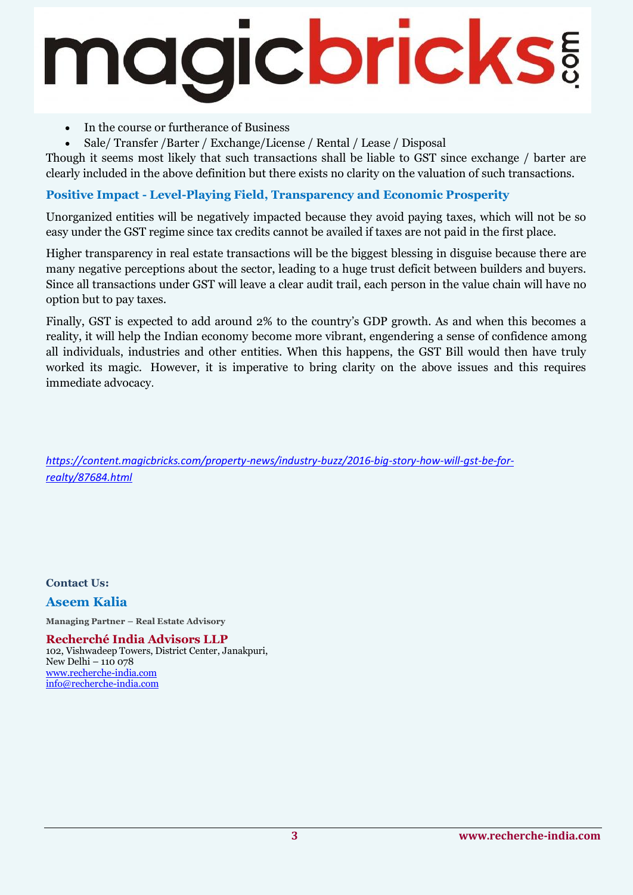- In the course or furtherance of Business
- Sale/ Transfer /Barter / Exchange/License / Rental / Lease / Disposal

Though it seems most likely that such transactions shall be liable to GST since exchange / barter are clearly included in the above definition but there exists no clarity on the valuation of such transactions.

### Positive Impact - Level-Playing Field, Transparency and Economic Prosperity

Unorganized entities will be negatively impacted because they avoid paying taxes, which will not be so easy under the GST regime since tax credits cannot be availed if taxes are not paid in the first place.

Higher transparency in real estate transactions will be the biggest blessing in disguise because there are many negative perceptions about the sector, leading to a huge trust deficit between builders and buyers. Since all transactions under GST will leave a clear audit trail, each person in the value chain will have no option but to pay taxes.

Finally, GST is expected to add around 2% to the country's GDP growth. As and when this becomes a reality, it will help the Indian economy become more vibrant, engendering a sense of confidence among all individuals, industries and other entities. When this happens, the GST Bill would then have truly worked its magic. However, it is imperative to bring clarity on the above issues and this requires immediate advocacy.

*https://content.magicbricks.com/property-news/industry-buzz/2016-big-story-how-will-gst-be-for-realty/87684.html*

**Contact Us:**

**Aseem Kalia**

**Managing Partner – Real Estate Advisory**

**Recherché India Advisors LLP**
102, Vishwadeep Towers, District Center, Janakpuri,
New Delhi – 110 078
www.recherche-india.com
info@recherche-india.com